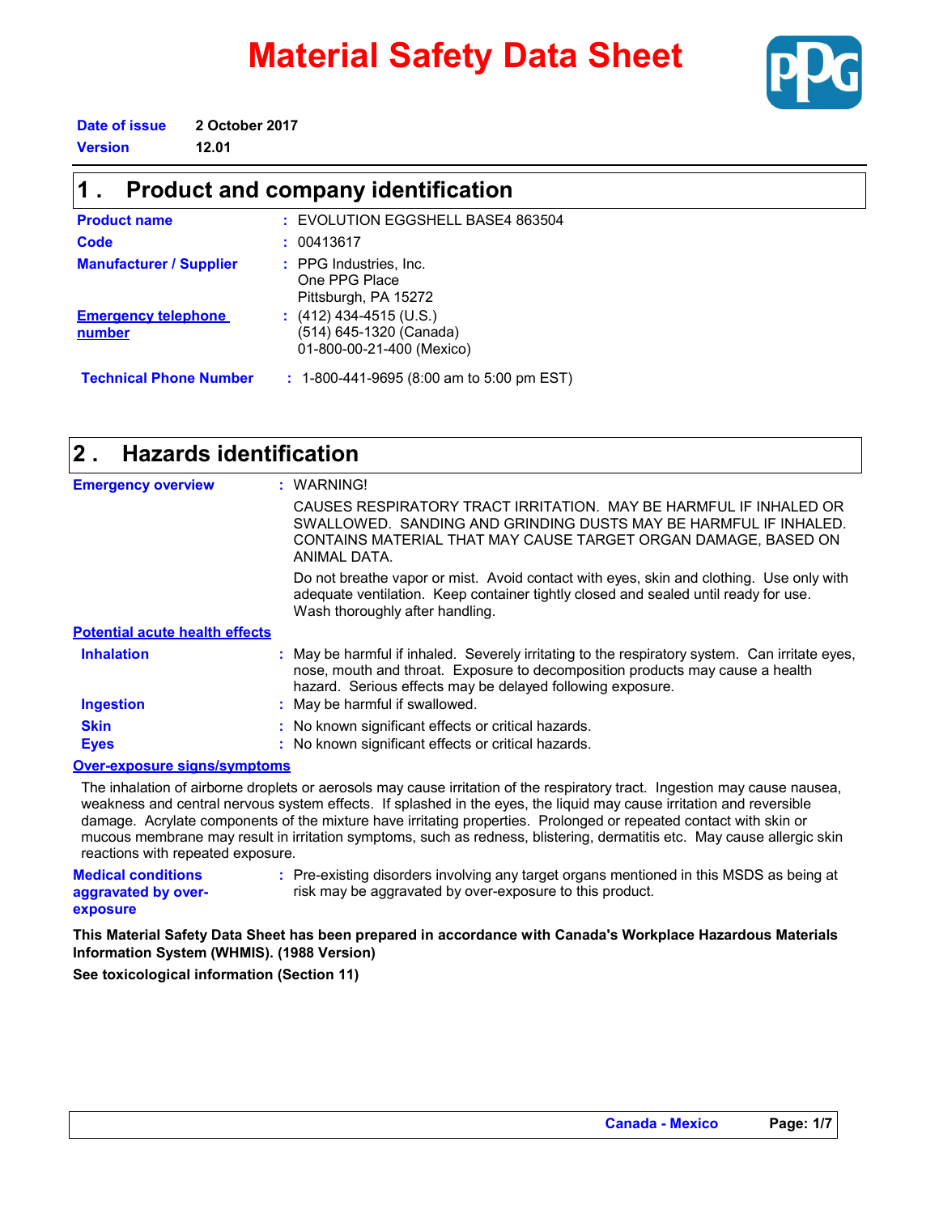# Material Safety Data Sheet

**Date of issue** 2 October 2017
**Version** 12.01

## 1 . Product and company identification

| | |
|---|---|
| **Product name** | : EVOLUTION EGGSHELL BASE4 863504 |
| **Code** | : 00413617 |
| **Manufacturer / Supplier** | : PPG Industries, Inc.<br>One PPG Place<br>Pittsburgh, PA 15272 |
| **Emergency telephone number** | : (412) 434-4515 (U.S.)<br>(514) 645-1320 (Canada)<br>01-800-00-21-400 (Mexico) |
| **Technical Phone Number** | : 1-800-441-9695 (8:00 am to 5:00 pm EST) |

## 2 . Hazards identification

**Emergency overview** : WARNING!

CAUSES RESPIRATORY TRACT IRRITATION. MAY BE HARMFUL IF INHALED OR SWALLOWED. SANDING AND GRINDING DUSTS MAY BE HARMFUL IF INHALED. CONTAINS MATERIAL THAT MAY CAUSE TARGET ORGAN DAMAGE, BASED ON ANIMAL DATA.

Do not breathe vapor or mist. Avoid contact with eyes, skin and clothing. Use only with adequate ventilation. Keep container tightly closed and sealed until ready for use. Wash thoroughly after handling.

**Potential acute health effects**

**Inhalation** : May be harmful if inhaled. Severely irritating to the respiratory system. Can irritate eyes, nose, mouth and throat. Exposure to decomposition products may cause a health hazard. Serious effects may be delayed following exposure.

**Ingestion** : May be harmful if swallowed.

**Skin** : No known significant effects or critical hazards.

**Eyes** : No known significant effects or critical hazards.

**Over-exposure signs/symptoms**

The inhalation of airborne droplets or aerosols may cause irritation of the respiratory tract. Ingestion may cause nausea, weakness and central nervous system effects. If splashed in the eyes, the liquid may cause irritation and reversible damage. Acrylate components of the mixture have irritating properties. Prolonged or repeated contact with skin or mucous membrane may result in irritation symptoms, such as redness, blistering, dermatitis etc. May cause allergic skin reactions with repeated exposure.

**Medical conditions aggravated by over-exposure** : Pre-existing disorders involving any target organs mentioned in this MSDS as being at risk may be aggravated by over-exposure to this product.

**This Material Safety Data Sheet has been prepared in accordance with Canada's Workplace Hazardous Materials Information System (WHMIS). (1988 Version)**

**See toxicological information (Section 11)**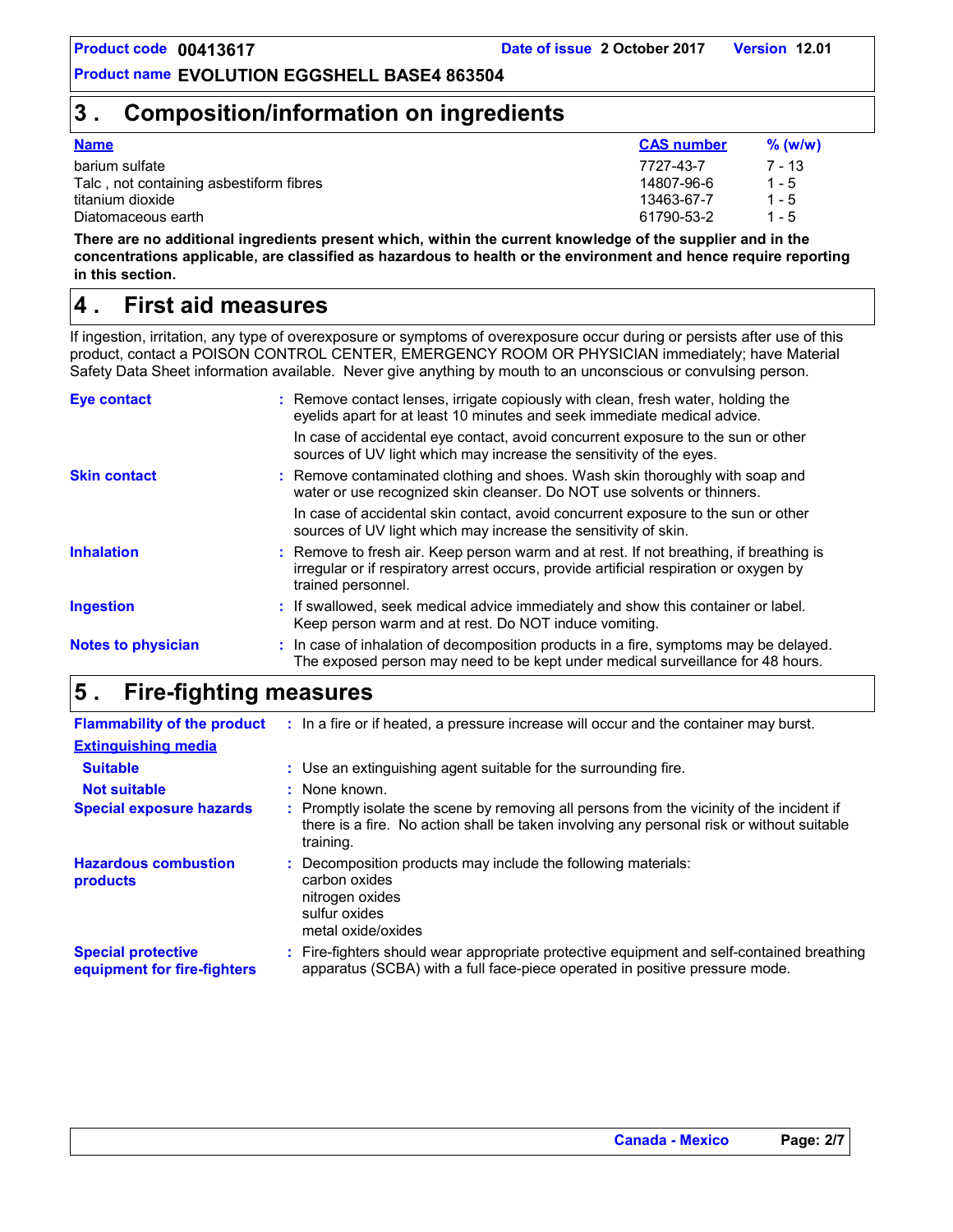## 3 . Composition/information on ingredients

| Name | CAS number | % (w/w) |
|---|---|---|
| barium sulfate | 7727-43-7 | 7 - 13 |
| Talc , not containing asbestiform fibres | 14807-96-6 | 1 - 5 |
| titanium dioxide | 13463-67-7 | 1 - 5 |
| Diatomaceous earth | 61790-53-2 | 1 - 5 |

**There are no additional ingredients present which, within the current knowledge of the supplier and in the concentrations applicable, are classified as hazardous to health or the environment and hence require reporting in this section.**

## 4 . First aid measures

If ingestion, irritation, any type of overexposure or symptoms of overexposure occur during or persists after use of this product, contact a POISON CONTROL CENTER, EMERGENCY ROOM OR PHYSICIAN immediately; have Material Safety Data Sheet information available. Never give anything by mouth to an unconscious or convulsing person.

**Eye contact** : Remove contact lenses, irrigate copiously with clean, fresh water, holding the eyelids apart for at least 10 minutes and seek immediate medical advice.

In case of accidental eye contact, avoid concurrent exposure to the sun or other sources of UV light which may increase the sensitivity of the eyes.

**Skin contact** : Remove contaminated clothing and shoes. Wash skin thoroughly with soap and water or use recognized skin cleanser. Do NOT use solvents or thinners.

In case of accidental skin contact, avoid concurrent exposure to the sun or other sources of UV light which may increase the sensitivity of skin.

**Inhalation** : Remove to fresh air. Keep person warm and at rest. If not breathing, if breathing is irregular or if respiratory arrest occurs, provide artificial respiration or oxygen by trained personnel.

**Ingestion** : If swallowed, seek medical advice immediately and show this container or label. Keep person warm and at rest. Do NOT induce vomiting.

**Notes to physician** : In case of inhalation of decomposition products in a fire, symptoms may be delayed. The exposed person may need to be kept under medical surveillance for 48 hours.

## 5 . Fire-fighting measures

**Flammability of the product** : In a fire or if heated, a pressure increase will occur and the container may burst.

**Extinguishing media**

**Suitable** : Use an extinguishing agent suitable for the surrounding fire.

**Not suitable** : None known.

**Special exposure hazards** : Promptly isolate the scene by removing all persons from the vicinity of the incident if there is a fire. No action shall be taken involving any personal risk or without suitable training.

**Hazardous combustion products** : Decomposition products may include the following materials:
carbon oxides
nitrogen oxides
sulfur oxides
metal oxide/oxides

**Special protective equipment for fire-fighters** : Fire-fighters should wear appropriate protective equipment and self-contained breathing apparatus (SCBA) with a full face-piece operated in positive pressure mode.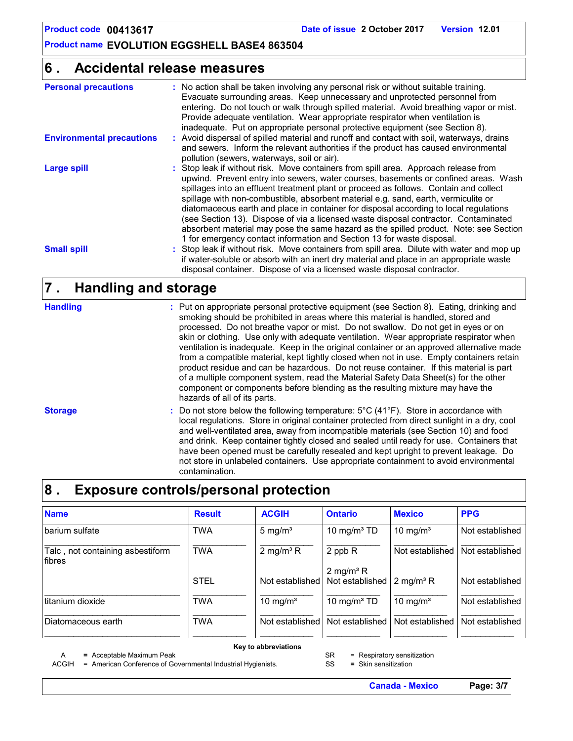## 6 . Accidental release measures

**Personal precautions** : No action shall be taken involving any personal risk or without suitable training. Evacuate surrounding areas. Keep unnecessary and unprotected personnel from entering. Do not touch or walk through spilled material. Avoid breathing vapor or mist. Provide adequate ventilation. Wear appropriate respirator when ventilation is inadequate. Put on appropriate personal protective equipment (see Section 8).

**Environmental precautions** : Avoid dispersal of spilled material and runoff and contact with soil, waterways, drains and sewers. Inform the relevant authorities if the product has caused environmental pollution (sewers, waterways, soil or air).

**Large spill** : Stop leak if without risk. Move containers from spill area. Approach release from upwind. Prevent entry into sewers, water courses, basements or confined areas. Wash spillages into an effluent treatment plant or proceed as follows. Contain and collect spillage with non-combustible, absorbent material e.g. sand, earth, vermiculite or diatomaceous earth and place in container for disposal according to local regulations (see Section 13). Dispose of via a licensed waste disposal contractor. Contaminated absorbent material may pose the same hazard as the spilled product. Note: see Section 1 for emergency contact information and Section 13 for waste disposal.

**Small spill** : Stop leak if without risk. Move containers from spill area. Dilute with water and mop up if water-soluble or absorb with an inert dry material and place in an appropriate waste disposal container. Dispose of via a licensed waste disposal contractor.

## 7 . Handling and storage

**Handling** : Put on appropriate personal protective equipment (see Section 8). Eating, drinking and smoking should be prohibited in areas where this material is handled, stored and processed. Do not breathe vapor or mist. Do not swallow. Do not get in eyes or on skin or clothing. Use only with adequate ventilation. Wear appropriate respirator when ventilation is inadequate. Keep in the original container or an approved alternative made from a compatible material, kept tightly closed when not in use. Empty containers retain product residue and can be hazardous. Do not reuse container. If this material is part of a multiple component system, read the Material Safety Data Sheet(s) for the other component or components before blending as the resulting mixture may have the hazards of all of its parts.

**Storage** : Do not store below the following temperature: 5°C (41°F). Store in accordance with local regulations. Store in original container protected from direct sunlight in a dry, cool and well-ventilated area, away from incompatible materials (see Section 10) and food and drink. Keep container tightly closed and sealed until ready for use. Containers that have been opened must be carefully resealed and kept upright to prevent leakage. Do not store in unlabeled containers. Use appropriate containment to avoid environmental contamination.

## 8 . Exposure controls/personal protection

| Name | Result | ACGIH | Ontario | Mexico | PPG |
|---|---|---|---|---|---|
| barium sulfate | TWA | 5 mg/m³ | 10 mg/m³ TD | 10 mg/m³ | Not established |
| Talc , not containing asbestiform fibres | TWA | 2 mg/m³ R | 2 ppb R<br>2 mg/m³ R | Not established | Not established |
| | STEL | Not established | Not established | 2 mg/m³ R | Not established |
| titanium dioxide | TWA | 10 mg/m³ | 10 mg/m³ TD | 10 mg/m³ | Not established |
| Diatomaceous earth | TWA | Not established | Not established | Not established | Not established |

**Key to abbreviations**

A = Acceptable Maximum Peak
ACGIH = American Conference of Governmental Industrial Hygienists.
SR = Respiratory sensitization
SS = Skin sensitization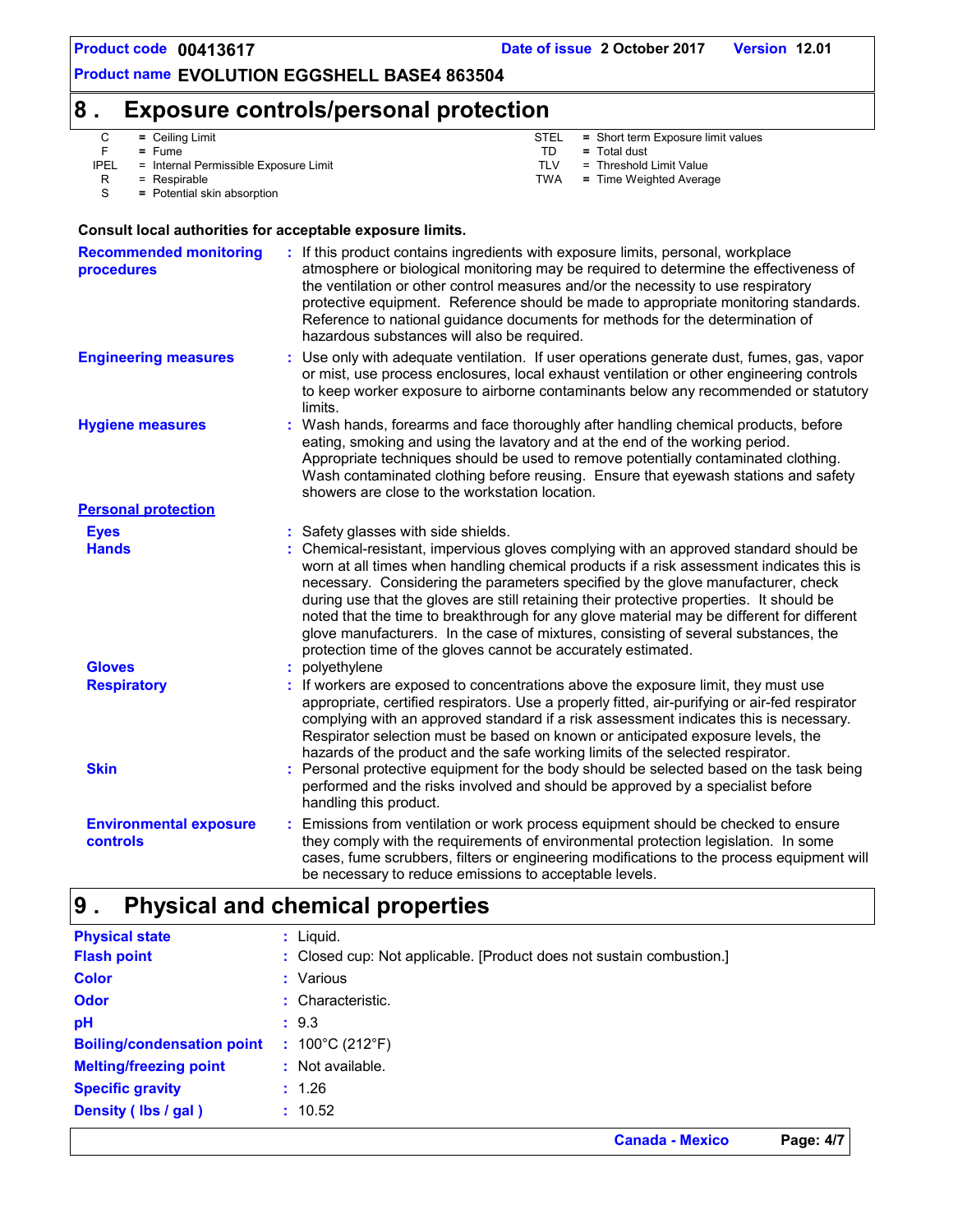## 8 . Exposure controls/personal protection

| | | | | |
|---|---|---|---|---|
| C | = Ceiling Limit | | STEL | = Short term Exposure limit values |
| F | = Fume | | TD | = Total dust |
| IPEL | = Internal Permissible Exposure Limit | | TLV | = Threshold Limit Value |
| R | = Respirable | | TWA | = Time Weighted Average |
| S | = Potential skin absorption | | | |

**Consult local authorities for acceptable exposure limits.**

**Recommended monitoring procedures** : If this product contains ingredients with exposure limits, personal, workplace atmosphere or biological monitoring may be required to determine the effectiveness of the ventilation or other control measures and/or the necessity to use respiratory protective equipment. Reference should be made to appropriate monitoring standards. Reference to national guidance documents for methods for the determination of hazardous substances will also be required.

**Engineering measures** : Use only with adequate ventilation. If user operations generate dust, fumes, gas, vapor or mist, use process enclosures, local exhaust ventilation or other engineering controls to keep worker exposure to airborne contaminants below any recommended or statutory limits.

**Hygiene measures** : Wash hands, forearms and face thoroughly after handling chemical products, before eating, smoking and using the lavatory and at the end of the working period. Appropriate techniques should be used to remove potentially contaminated clothing. Wash contaminated clothing before reusing. Ensure that eyewash stations and safety showers are close to the workstation location.

**Personal protection**

**Eyes** : Safety glasses with side shields.

**Hands** : Chemical-resistant, impervious gloves complying with an approved standard should be worn at all times when handling chemical products if a risk assessment indicates this is necessary. Considering the parameters specified by the glove manufacturer, check during use that the gloves are still retaining their protective properties. It should be noted that the time to breakthrough for any glove material may be different for different glove manufacturers. In the case of mixtures, consisting of several substances, the protection time of the gloves cannot be accurately estimated.

**Gloves** : polyethylene

**Respiratory** : If workers are exposed to concentrations above the exposure limit, they must use appropriate, certified respirators. Use a properly fitted, air-purifying or air-fed respirator complying with an approved standard if a risk assessment indicates this is necessary. Respirator selection must be based on known or anticipated exposure levels, the hazards of the product and the safe working limits of the selected respirator.

**Skin** : Personal protective equipment for the body should be selected based on the task being performed and the risks involved and should be approved by a specialist before handling this product.

**Environmental exposure controls** : Emissions from ventilation or work process equipment should be checked to ensure they comply with the requirements of environmental protection legislation. In some cases, fume scrubbers, filters or engineering modifications to the process equipment will be necessary to reduce emissions to acceptable levels.

## 9 . Physical and chemical properties

**Physical state** : Liquid.

**Flash point** : Closed cup: Not applicable. [Product does not sustain combustion.]

**Color** : Various

**Odor** : Characteristic.

**pH** : 9.3

**Boiling/condensation point** : 100°C (212°F)

**Melting/freezing point** : Not available.

**Specific gravity** : 1.26

**Density ( lbs / gal )** : 10.52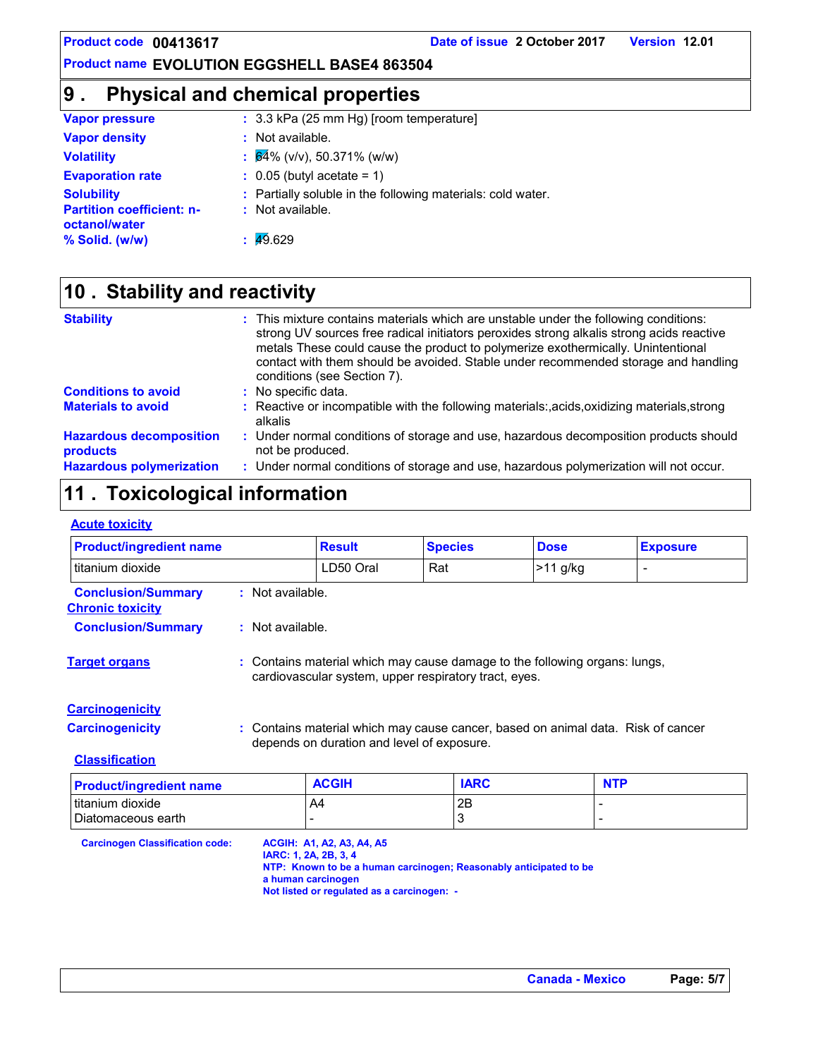## 9 . Physical and chemical properties

**Vapor pressure** : 3.3 kPa (25 mm Hg) [room temperature]

**Vapor density** : Not available.

**Volatility** : 64% (v/v), 50.371% (w/w)

**Evaporation rate** : 0.05 (butyl acetate = 1)

**Solubility** : Partially soluble in the following materials: cold water.

**Partition coefficient: n-octanol/water** : Not available.

**% Solid. (w/w)** : 49.629

## 10 . Stability and reactivity

**Stability** : This mixture contains materials which are unstable under the following conditions: strong UV sources free radical initiators peroxides strong alkalis strong acids reactive metals These could cause the product to polymerize exothermically. Unintentional contact with them should be avoided. Stable under recommended storage and handling conditions (see Section 7).

**Conditions to avoid** : No specific data.

**Materials to avoid** : Reactive or incompatible with the following materials:,acids,oxidizing materials,strong alkalis

**Hazardous decomposition products** : Under normal conditions of storage and use, hazardous decomposition products should not be produced.

**Hazardous polymerization** : Under normal conditions of storage and use, hazardous polymerization will not occur.

## 11 . Toxicological information

**Acute toxicity**

| Product/ingredient name | Result | Species | Dose | Exposure |
|---|---|---|---|---|
| titanium dioxide | LD50 Oral | Rat | >11 g/kg | - |

**Conclusion/Summary** : Not available.

**Chronic toxicity**

**Conclusion/Summary** : Not available.

**Target organs** : Contains material which may cause damage to the following organs: lungs, cardiovascular system, upper respiratory tract, eyes.

**Carcinogenicity**

**Carcinogenicity** : Contains material which may cause cancer, based on animal data. Risk of cancer depends on duration and level of exposure.

**Classification**

| Product/ingredient name | ACGIH | IARC | NTP |
|---|---|---|---|
| titanium dioxide | A4 | 2B | - |
| Diatomaceous earth | - | 3 | - |

**Carcinogen Classification code:**
**ACGIH: A1, A2, A3, A4, A5**
**IARC: 1, 2A, 2B, 3, 4**
**NTP: Known to be a human carcinogen; Reasonably anticipated to be a human carcinogen**
**Not listed or regulated as a carcinogen: -**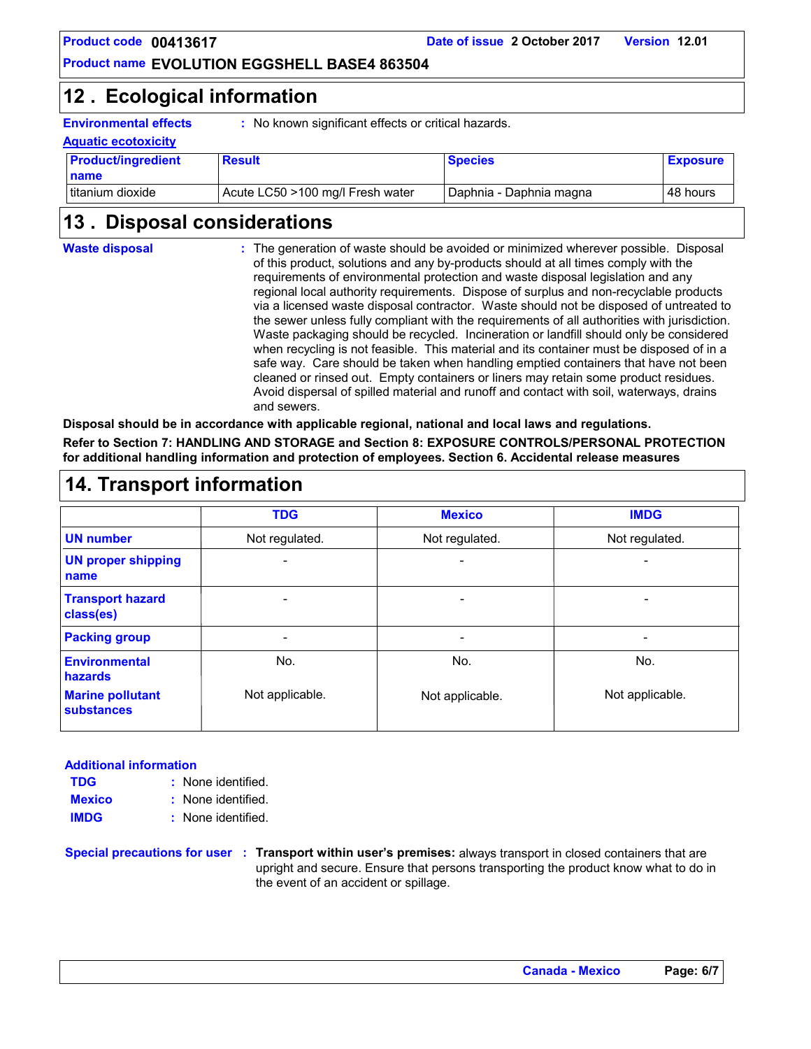## 12 . Ecological information

**Environmental effects** : No known significant effects or critical hazards.

**Aquatic ecotoxicity**

| Product/ingredient name | Result | Species | Exposure |
|---|---|---|---|
| titanium dioxide | Acute LC50 >100 mg/l Fresh water | Daphnia - Daphnia magna | 48 hours |

## 13 . Disposal considerations

**Waste disposal** : The generation of waste should be avoided or minimized wherever possible. Disposal of this product, solutions and any by-products should at all times comply with the requirements of environmental protection and waste disposal legislation and any regional local authority requirements. Dispose of surplus and non-recyclable products via a licensed waste disposal contractor. Waste should not be disposed of untreated to the sewer unless fully compliant with the requirements of all authorities with jurisdiction. Waste packaging should be recycled. Incineration or landfill should only be considered when recycling is not feasible. This material and its container must be disposed of in a safe way. Care should be taken when handling emptied containers that have not been cleaned or rinsed out. Empty containers or liners may retain some product residues. Avoid dispersal of spilled material and runoff and contact with soil, waterways, drains and sewers.

**Disposal should be in accordance with applicable regional, national and local laws and regulations.**

**Refer to Section 7: HANDLING AND STORAGE and Section 8: EXPOSURE CONTROLS/PERSONAL PROTECTION for additional handling information and protection of employees. Section 6. Accidental release measures**

## 14. Transport information

| | TDG | Mexico | IMDG |
|---|---|---|---|
| **UN number** | Not regulated. | Not regulated. | Not regulated. |
| **UN proper shipping name** | - | - | - |
| **Transport hazard class(es)** | - | - | - |
| **Packing group** | - | - | - |
| **Environmental hazards** | No. | No. | No. |
| **Marine pollutant substances** | Not applicable. | Not applicable. | Not applicable. |

**Additional information**

**TDG** : None identified.
**Mexico** : None identified.
**IMDG** : None identified.

**Special precautions for user** : **Transport within user's premises:** always transport in closed containers that are upright and secure. Ensure that persons transporting the product know what to do in the event of an accident or spillage.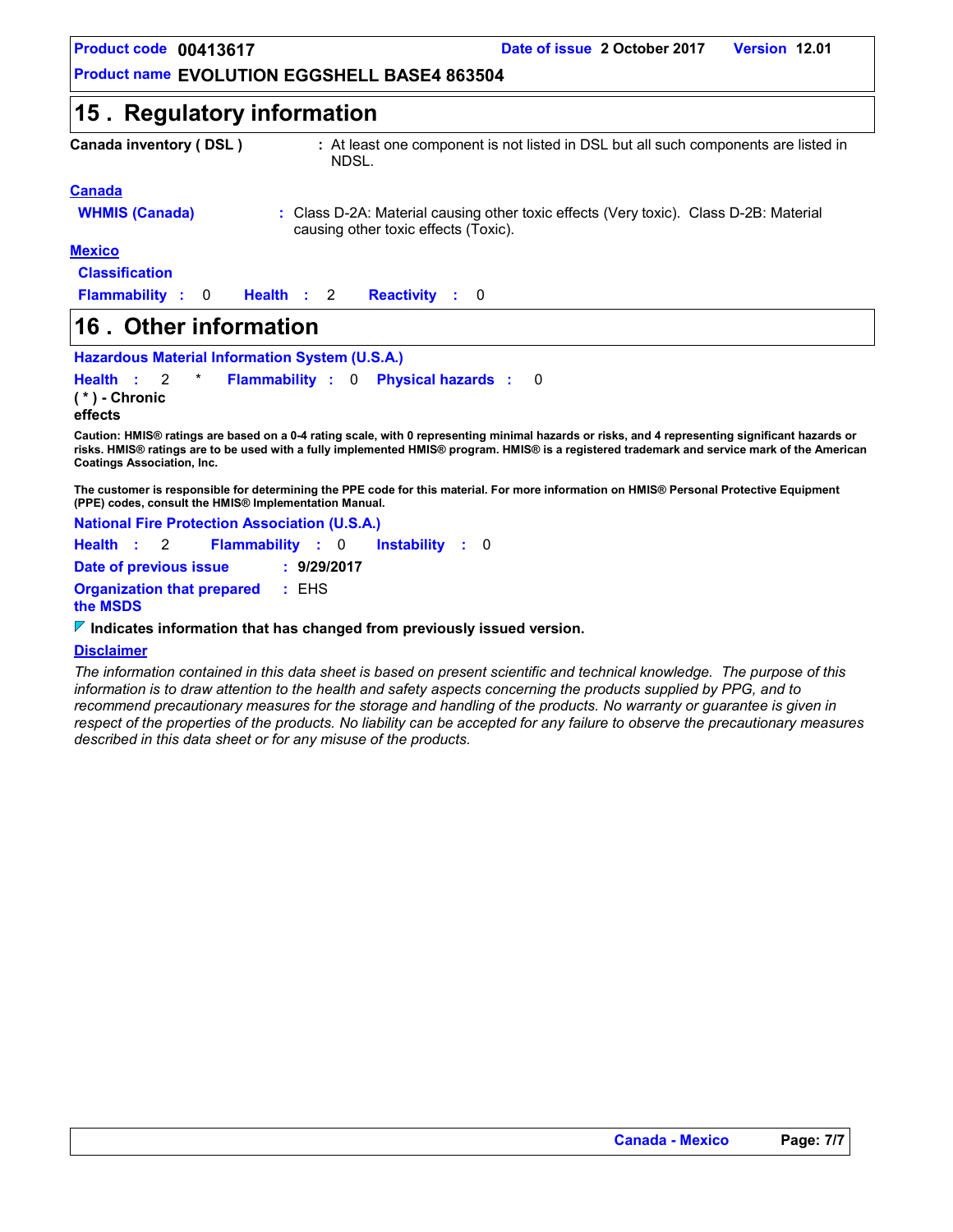## 15 . Regulatory information

**Canada inventory ( DSL )** : At least one component is not listed in DSL but all such components are listed in NDSL.

**Canada**

**WHMIS (Canada)** : Class D-2A: Material causing other toxic effects (Very toxic). Class D-2B: Material causing other toxic effects (Toxic).

**Mexico**

**Classification**

**Flammability** : 0 **Health** : 2 **Reactivity** : 0

## 16 . Other information

**Hazardous Material Information System (U.S.A.)**

**Health** : 2 * **Flammability** : 0 **Physical hazards** : 0

**( * ) - Chronic effects**

**Caution: HMIS® ratings are based on a 0-4 rating scale, with 0 representing minimal hazards or risks, and 4 representing significant hazards or risks. HMIS® ratings are to be used with a fully implemented HMIS® program. HMIS® is a registered trademark and service mark of the American Coatings Association, Inc.**

**The customer is responsible for determining the PPE code for this material. For more information on HMIS® Personal Protective Equipment (PPE) codes, consult the HMIS® Implementation Manual.**

**National Fire Protection Association (U.S.A.)**

**Health** : 2 **Flammability** : 0 **Instability** : 0

**Date of previous issue** : **9/29/2017**

**Organization that prepared the MSDS** : EHS

**Indicates information that has changed from previously issued version.**

**Disclaimer**

*The information contained in this data sheet is based on present scientific and technical knowledge. The purpose of this information is to draw attention to the health and safety aspects concerning the products supplied by PPG, and to recommend precautionary measures for the storage and handling of the products. No warranty or guarantee is given in respect of the properties of the products. No liability can be accepted for any failure to observe the precautionary measures described in this data sheet or for any misuse of the products.*